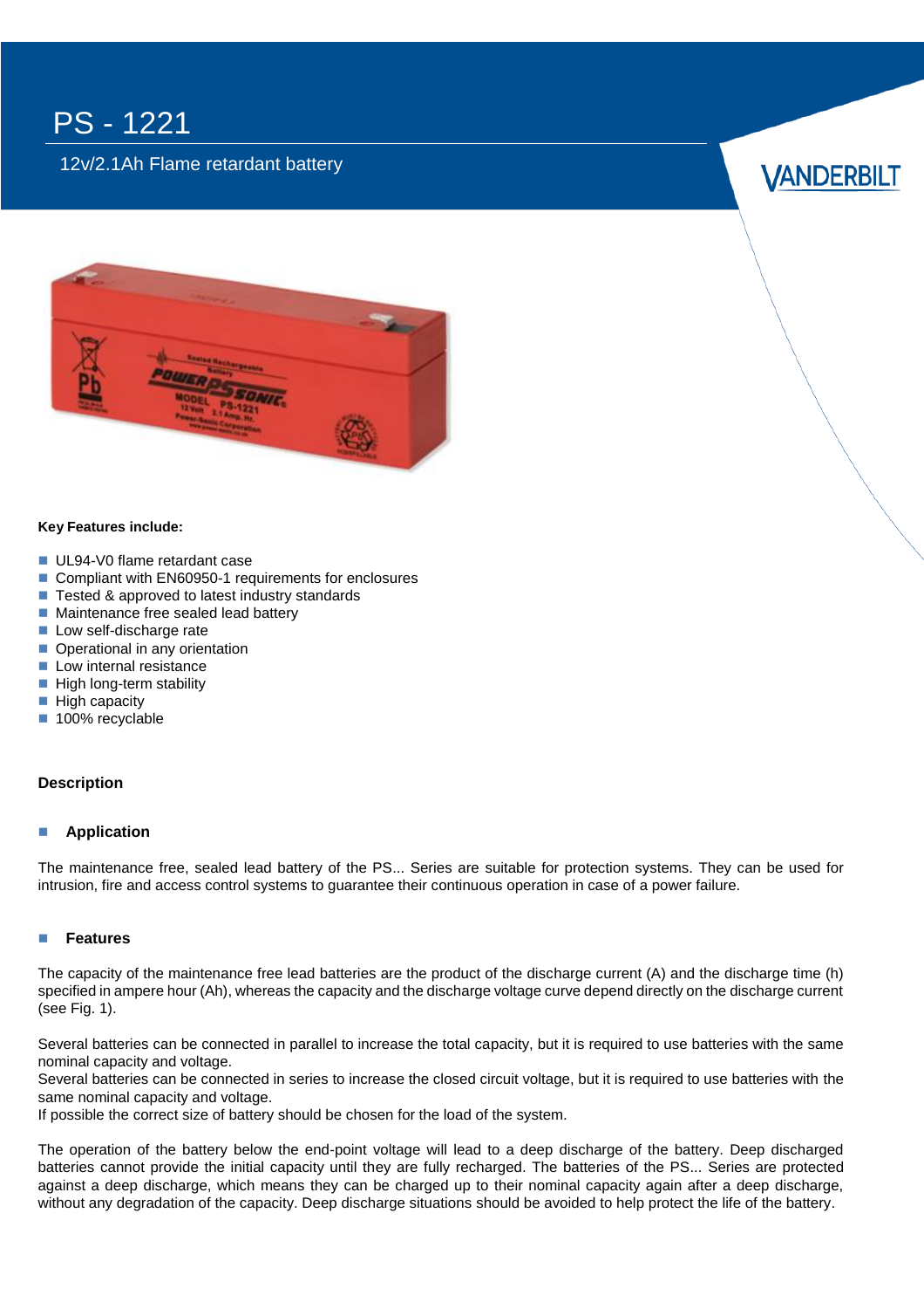# PS - 1221

12v/2.1Ah Flame retardant battery

VANDERBILT

**Key Features include:**

- UL94-V0 flame retardant case
- Compliant with EN60950-1 requirements for enclosures
- Tested & approved to latest industry standards
- Maintenance free sealed lead battery
- Low self-discharge rate
- Operational in any orientation
- Low internal resistance
- High long-term stability
- High capacity
- 100% recyclable

## Description

### Application

The maintenance free, sealed lead battery of the PS... Series are suitable for protection systems. They can be used for intrusion, fire and access control systems to guarantee their continuous operation in case of a power failure.

### Features

The capacity of the maintenance free lead batteries are the product of the discharge current (A) and the discharge time (h) specified in ampere hour (Ah), whereas the capacity and the discharge voltage curve depend directly on the discharge current (see Fig. 1).

Several batteries can be connected in parallel to increase the total capacity, but it is required to use batteries with the same nominal capacity and voltage.
Several batteries can be connected in series to increase the closed circuit voltage, but it is required to use batteries with the same nominal capacity and voltage.
If possible the correct size of battery should be chosen for the load of the system.

The operation of the battery below the end-point voltage will lead to a deep discharge of the battery. Deep discharged batteries cannot provide the initial capacity until they are fully recharged. The batteries of the PS... Series are protected against a deep discharge, which means they can be charged up to their nominal capacity again after a deep discharge, without any degradation of the capacity. Deep discharge situations should be avoided to help protect the life of the battery.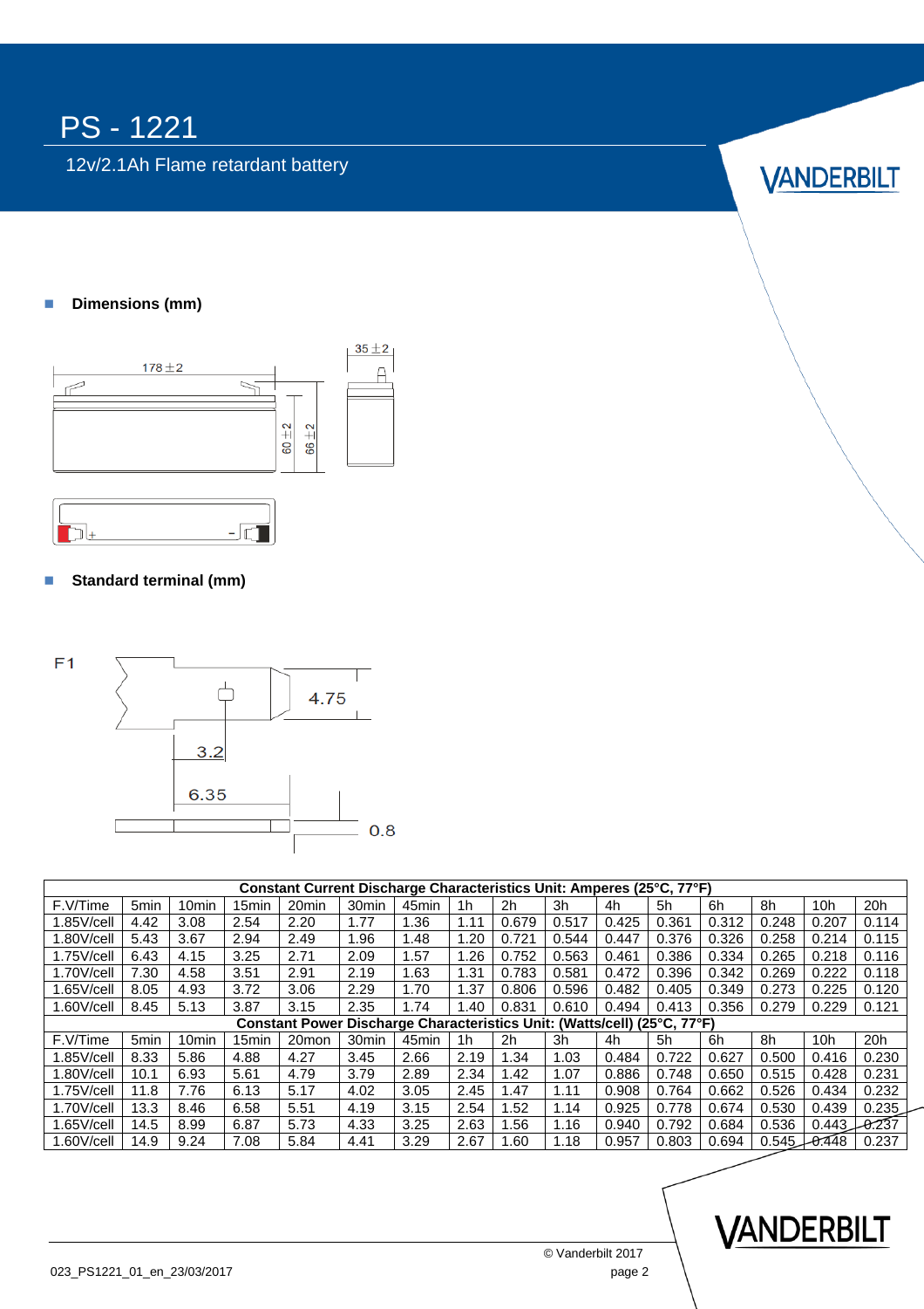# PS - 1221

12v/2.1Ah Flame retardant battery

- **Dimensions (mm)**

178±2

35±2

60±2

66±2

- **Standard terminal (mm)**

F1

4.75

3.2

6.35

0.8

| Constant Current Discharge Characteristics Unit: Amperes (25°C, 77°F) | | | | | | | | | | | | | | | |
|---|---|---|---|---|---|---|---|---|---|---|---|---|---|---|---|
| F.V/Time | 5min | 10min | 15min | 20min | 30min | 45min | 1h | 2h | 3h | 4h | 5h | 6h | 8h | 10h | 20h |
| 1.85V/cell | 4.42 | 3.08 | 2.54 | 2.20 | 1.77 | 1.36 | 1.11 | 0.679 | 0.517 | 0.425 | 0.361 | 0.312 | 0.248 | 0.207 | 0.114 |
| 1.80V/cell | 5.43 | 3.67 | 2.94 | 2.49 | 1.96 | 1.48 | 1.20 | 0.721 | 0.544 | 0.447 | 0.376 | 0.326 | 0.258 | 0.214 | 0.115 |
| 1.75V/cell | 6.43 | 4.15 | 3.25 | 2.71 | 2.09 | 1.57 | 1.26 | 0.752 | 0.563 | 0.461 | 0.386 | 0.334 | 0.265 | 0.218 | 0.116 |
| 1.70V/cell | 7.30 | 4.58 | 3.51 | 2.91 | 2.19 | 1.63 | 1.31 | 0.783 | 0.581 | 0.472 | 0.396 | 0.342 | 0.269 | 0.222 | 0.118 |
| 1.65V/cell | 8.05 | 4.93 | 3.72 | 3.06 | 2.29 | 1.70 | 1.37 | 0.806 | 0.596 | 0.482 | 0.405 | 0.349 | 0.273 | 0.225 | 0.120 |
| 1.60V/cell | 8.45 | 5.13 | 3.87 | 3.15 | 2.35 | 1.74 | 1.40 | 0.831 | 0.610 | 0.494 | 0.413 | 0.356 | 0.279 | 0.229 | 0.121 |
| Constant Power Discharge Characteristics Unit: (Watts/cell) (25°C, 77°F) | | | | | | | | | | | | | | | |
| F.V/Time | 5min | 10min | 15min | 20mon | 30min | 45min | 1h | 2h | 3h | 4h | 5h | 6h | 8h | 10h | 20h |
| 1.85V/cell | 8.33 | 5.86 | 4.88 | 4.27 | 3.45 | 2.66 | 2.19 | 1.34 | 1.03 | 0.484 | 0.722 | 0.627 | 0.500 | 0.416 | 0.230 |
| 1.80V/cell | 10.1 | 6.93 | 5.61 | 4.79 | 3.79 | 2.89 | 2.34 | 1.42 | 1.07 | 0.886 | 0.748 | 0.650 | 0.515 | 0.428 | 0.231 |
| 1.75V/cell | 11.8 | 7.76 | 6.13 | 5.17 | 4.02 | 3.05 | 2.45 | 1.47 | 1.11 | 0.908 | 0.764 | 0.662 | 0.526 | 0.434 | 0.232 |
| 1.70V/cell | 13.3 | 8.46 | 6.58 | 5.51 | 4.19 | 3.15 | 2.54 | 1.52 | 1.14 | 0.925 | 0.778 | 0.674 | 0.530 | 0.439 | 0.235 |
| 1.65V/cell | 14.5 | 8.99 | 6.87 | 5.73 | 4.33 | 3.25 | 2.63 | 1.56 | 1.16 | 0.940 | 0.792 | 0.684 | 0.536 | 0.443 | 0.237 |
| 1.60V/cell | 14.9 | 9.24 | 7.08 | 5.84 | 4.41 | 3.29 | 2.67 | 1.60 | 1.18 | 0.957 | 0.803 | 0.694 | 0.545 | 0.448 | 0.237 |

023_PS1221_01_en_23/03/2017

© Vanderbilt 2017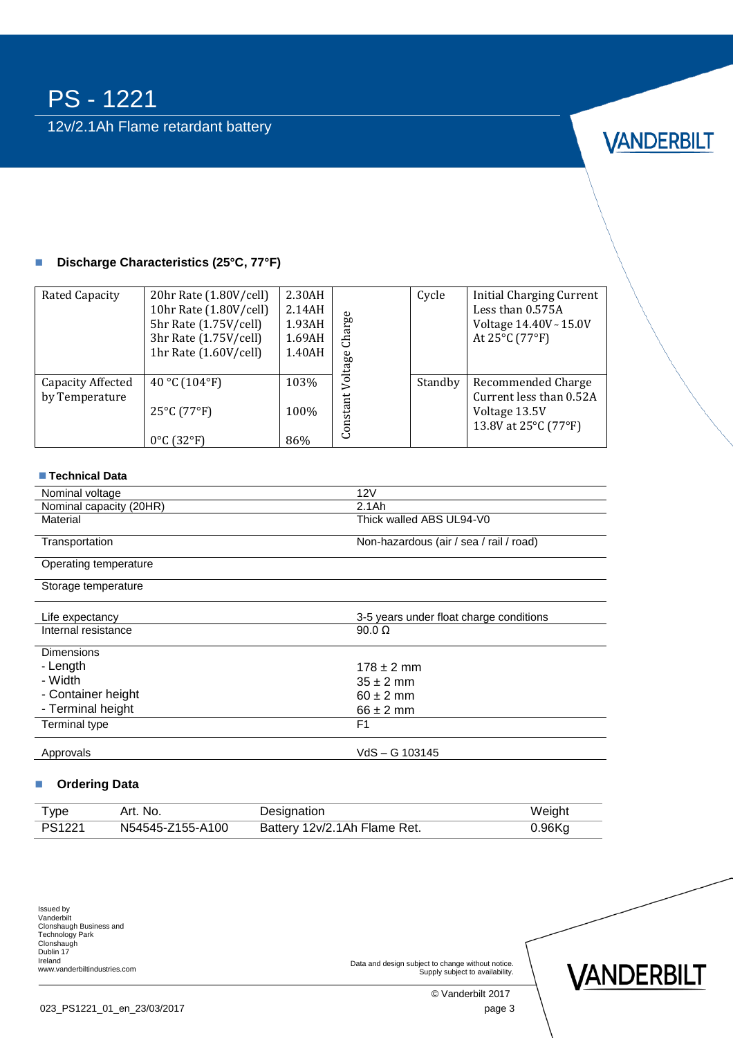# PS - 1221

## 12v/2.1Ah Flame retardant battery

VANDERBILT

### Discharge Characteristics (25°C, 77°F)

| | | | | | |
|---|---|---|---|---|---|
| Rated Capacity | 20hr Rate (1.80V/cell)<br>10hr Rate (1.80V/cell)<br>5hr Rate (1.75V/cell)<br>3hr Rate (1.75V/cell)<br>1hr Rate (1.60V/cell) | 2.30AH<br>2.14AH<br>1.93AH<br>1.69AH<br>1.40AH | Constant Voltage Charge | Cycle | Initial Charging Current Less than 0.575A<br>Voltage 14.40V ~ 15.0V<br>At 25°C (77°F) |
| Capacity Affected by Temperature | 40 °C (104°F)<br>25°C (77°F)<br>0°C (32°F) | 103%<br>100%<br>86% | | Standby | Recommended Charge Current less than 0.52A<br>Voltage 13.5V<br>13.8V at 25°C (77°F) |

### Technical Data

| | |
|---|---|
| Nominal voltage | 12V |
| Nominal capacity (20HR) | 2.1Ah |
| Material | Thick walled ABS UL94-V0 |
| Transportation | Non-hazardous (air / sea / rail / road) |
| Operating temperature | |
| Storage temperature | |
| Life expectancy | 3-5 years under float charge conditions |
| Internal resistance | 90.0 Ω |
| Dimensions<br>- Length<br>- Width<br>- Container height<br>- Terminal height | <br>178 ± 2 mm<br>35 ± 2 mm<br>60 ± 2 mm<br>66 ± 2 mm |
| Terminal type | F1 |
| Approvals | VdS – G 103145 |

### Ordering Data

| Type | Art. No. | Designation | Weight |
|---|---|---|---|
| PS1221 | N54545-Z155-A100 | Battery 12v/2.1Ah Flame Ret. | 0.96Kg |

Issued by
Vanderbilt
Clonshaugh Business and Technology Park
Clonshaugh
Dublin 17
Ireland
www.vanderbiltindustries.com

Data and design subject to change without notice.
Supply subject to availability.

© Vanderbilt 2017

023_PS1221_01_en_23/03/2017